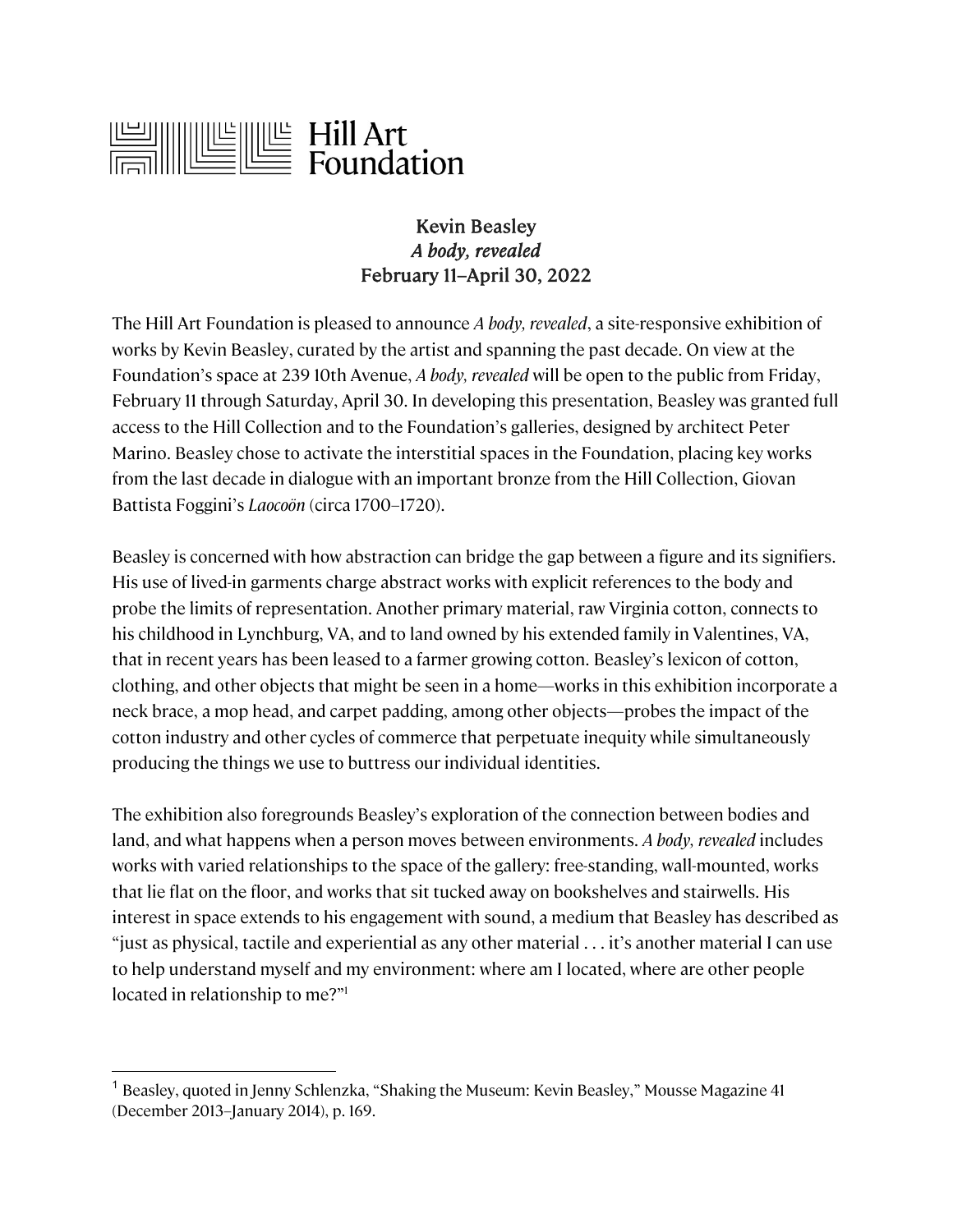Hill Art Foundation

**Kevin Beasley**
***A body, revealed***
**February 11–April 30, 2022**

The Hill Art Foundation is pleased to announce *A body, revealed*, a site-responsive exhibition of works by Kevin Beasley, curated by the artist and spanning the past decade. On view at the Foundation's space at 239 10th Avenue, *A body, revealed* will be open to the public from Friday, February 11 through Saturday, April 30. In developing this presentation, Beasley was granted full access to the Hill Collection and to the Foundation's galleries, designed by architect Peter Marino. Beasley chose to activate the interstitial spaces in the Foundation, placing key works from the last decade in dialogue with an important bronze from the Hill Collection, Giovan Battista Foggini's *Laocoön* (circa 1700–1720).

Beasley is concerned with how abstraction can bridge the gap between a figure and its signifiers. His use of lived-in garments charge abstract works with explicit references to the body and probe the limits of representation. Another primary material, raw Virginia cotton, connects to his childhood in Lynchburg, VA, and to land owned by his extended family in Valentines, VA, that in recent years has been leased to a farmer growing cotton. Beasley's lexicon of cotton, clothing, and other objects that might be seen in a home—works in this exhibition incorporate a neck brace, a mop head, and carpet padding, among other objects—probes the impact of the cotton industry and other cycles of commerce that perpetuate inequity while simultaneously producing the things we use to buttress our individual identities.

The exhibition also foregrounds Beasley's exploration of the connection between bodies and land, and what happens when a person moves between environments. *A body, revealed* includes works with varied relationships to the space of the gallery: free-standing, wall-mounted, works that lie flat on the floor, and works that sit tucked away on bookshelves and stairwells. His interest in space extends to his engagement with sound, a medium that Beasley has described as "just as physical, tactile and experiential as any other material . . . it's another material I can use to help understand myself and my environment: where am I located, where are other people located in relationship to me?"[1]

---

[1] Beasley, quoted in Jenny Schlenzka, "Shaking the Museum: Kevin Beasley," Mousse Magazine 41 (December 2013–January 2014), p. 169.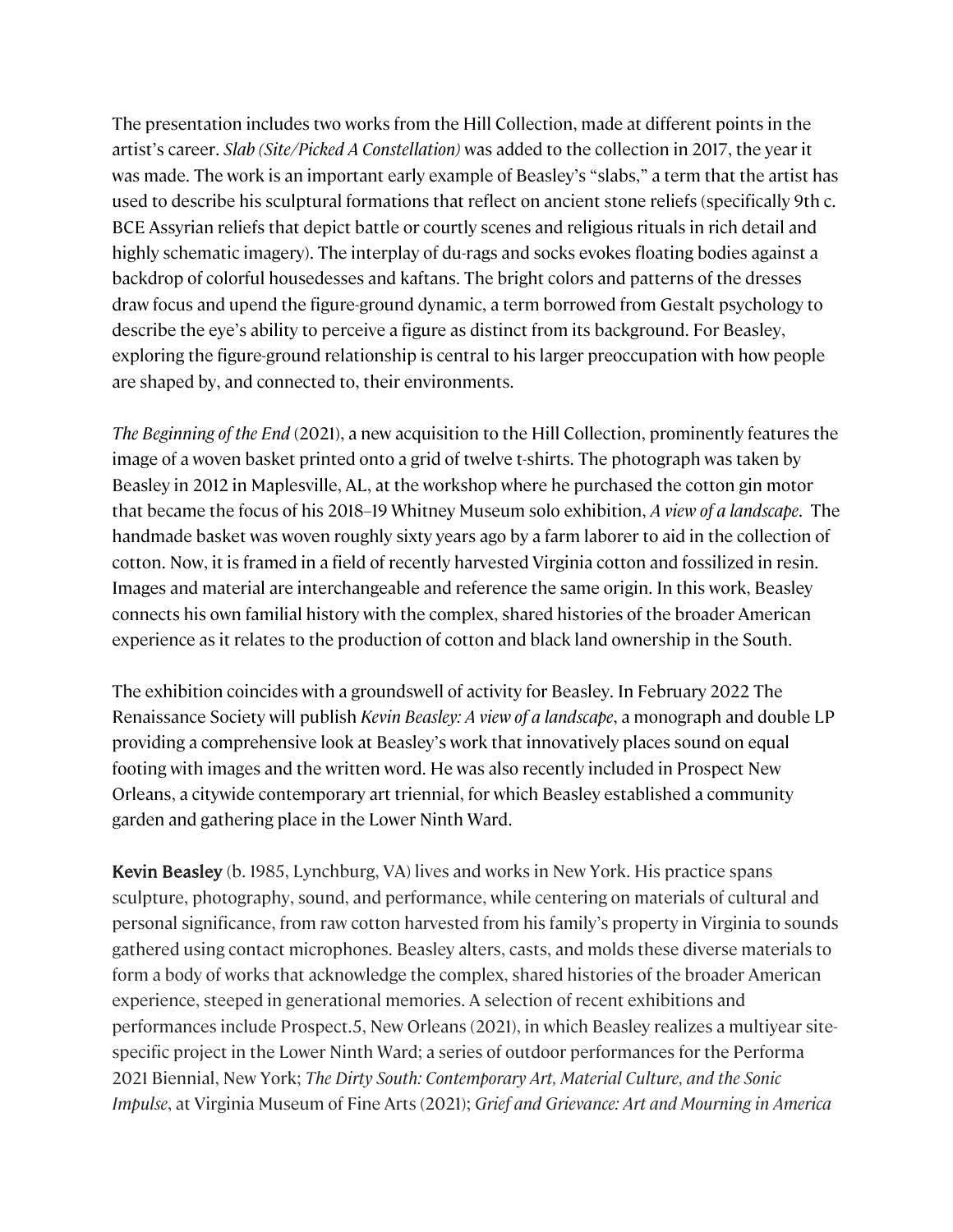The presentation includes two works from the Hill Collection, made at different points in the artist's career. *Slab (Site/Picked A Constellation)* was added to the collection in 2017, the year it was made. The work is an important early example of Beasley's "slabs," a term that the artist has used to describe his sculptural formations that reflect on ancient stone reliefs (specifically 9th c. BCE Assyrian reliefs that depict battle or courtly scenes and religious rituals in rich detail and highly schematic imagery). The interplay of du-rags and socks evokes floating bodies against a backdrop of colorful housedesses and kaftans. The bright colors and patterns of the dresses draw focus and upend the figure-ground dynamic, a term borrowed from Gestalt psychology to describe the eye's ability to perceive a figure as distinct from its background. For Beasley, exploring the figure-ground relationship is central to his larger preoccupation with how people are shaped by, and connected to, their environments.

*The Beginning of the End* (2021), a new acquisition to the Hill Collection, prominently features the image of a woven basket printed onto a grid of twelve t-shirts. The photograph was taken by Beasley in 2012 in Maplesville, AL, at the workshop where he purchased the cotton gin motor that became the focus of his 2018–19 Whitney Museum solo exhibition, *A view of a landscape*. The handmade basket was woven roughly sixty years ago by a farm laborer to aid in the collection of cotton. Now, it is framed in a field of recently harvested Virginia cotton and fossilized in resin. Images and material are interchangeable and reference the same origin. In this work, Beasley connects his own familial history with the complex, shared histories of the broader American experience as it relates to the production of cotton and black land ownership in the South.

The exhibition coincides with a groundswell of activity for Beasley. In February 2022 The Renaissance Society will publish *Kevin Beasley: A view of a landscape*, a monograph and double LP providing a comprehensive look at Beasley's work that innovatively places sound on equal footing with images and the written word. He was also recently included in Prospect New Orleans, a citywide contemporary art triennial, for which Beasley established a community garden and gathering place in the Lower Ninth Ward.

**Kevin Beasley** (b. 1985, Lynchburg, VA) lives and works in New York. His practice spans sculpture, photography, sound, and performance, while centering on materials of cultural and personal significance, from raw cotton harvested from his family's property in Virginia to sounds gathered using contact microphones. Beasley alters, casts, and molds these diverse materials to form a body of works that acknowledge the complex, shared histories of the broader American experience, steeped in generational memories. A selection of recent exhibitions and performances include Prospect.5, New Orleans (2021), in which Beasley realizes a multiyear site-specific project in the Lower Ninth Ward; a series of outdoor performances for the Performa 2021 Biennial, New York; *The Dirty South: Contemporary Art, Material Culture, and the Sonic Impulse*, at Virginia Museum of Fine Arts (2021); *Grief and Grievance: Art and Mourning in America*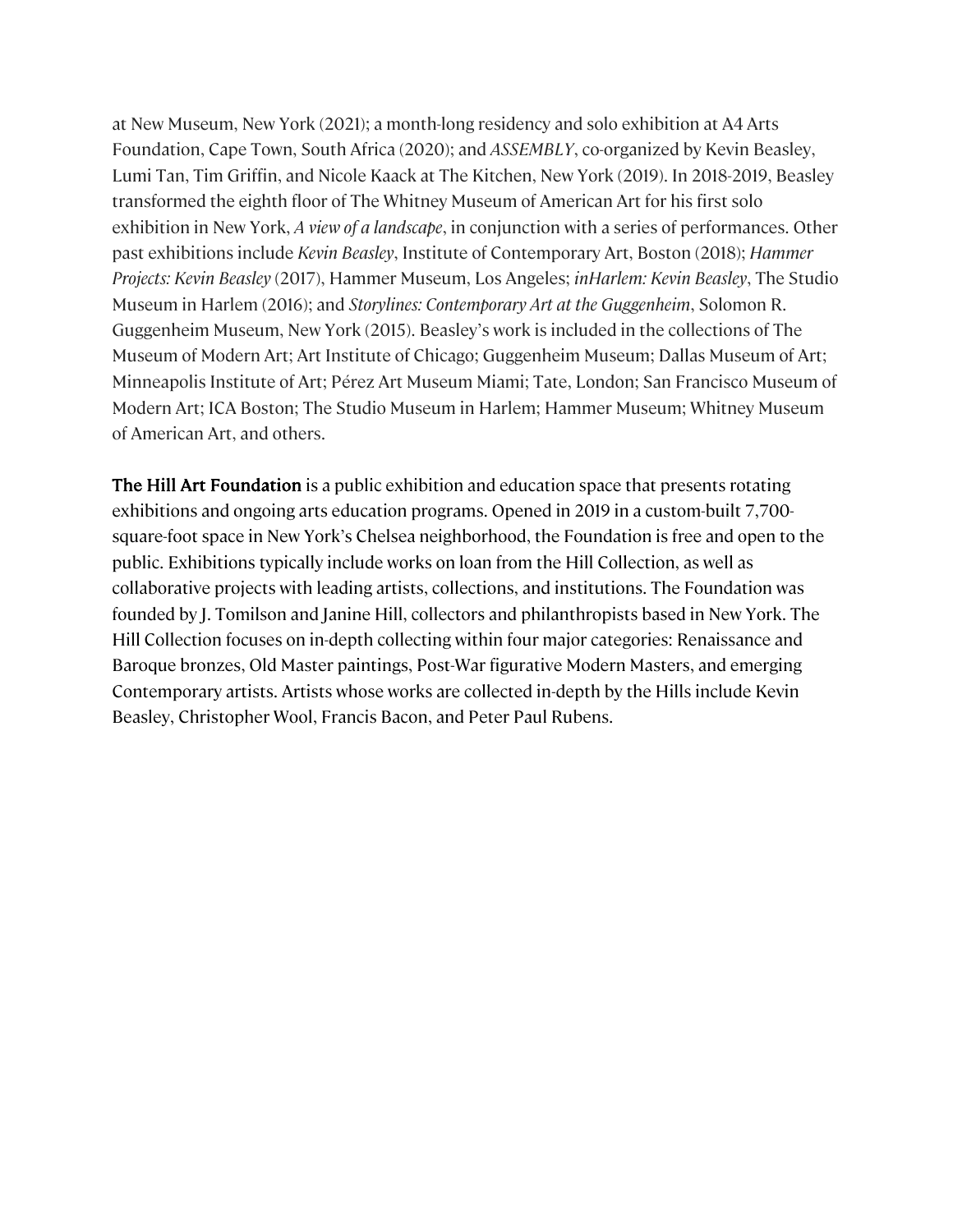at New Museum, New York (2021); a month-long residency and solo exhibition at A4 Arts Foundation, Cape Town, South Africa (2020); and *ASSEMBLY*, co-organized by Kevin Beasley, Lumi Tan, Tim Griffin, and Nicole Kaack at The Kitchen, New York (2019). In 2018-2019, Beasley transformed the eighth floor of The Whitney Museum of American Art for his first solo exhibition in New York, *A view of a landscape*, in conjunction with a series of performances. Other past exhibitions include *Kevin Beasley*, Institute of Contemporary Art, Boston (2018); *Hammer Projects: Kevin Beasley* (2017), Hammer Museum, Los Angeles; *inHarlem: Kevin Beasley*, The Studio Museum in Harlem (2016); and *Storylines: Contemporary Art at the Guggenheim*, Solomon R. Guggenheim Museum, New York (2015). Beasley's work is included in the collections of The Museum of Modern Art; Art Institute of Chicago; Guggenheim Museum; Dallas Museum of Art; Minneapolis Institute of Art; Pérez Art Museum Miami; Tate, London; San Francisco Museum of Modern Art; ICA Boston; The Studio Museum in Harlem; Hammer Museum; Whitney Museum of American Art, and others.

**The Hill Art Foundation** is a public exhibition and education space that presents rotating exhibitions and ongoing arts education programs. Opened in 2019 in a custom-built 7,700-square-foot space in New York's Chelsea neighborhood, the Foundation is free and open to the public. Exhibitions typically include works on loan from the Hill Collection, as well as collaborative projects with leading artists, collections, and institutions. The Foundation was founded by J. Tomilson and Janine Hill, collectors and philanthropists based in New York. The Hill Collection focuses on in-depth collecting within four major categories: Renaissance and Baroque bronzes, Old Master paintings, Post-War figurative Modern Masters, and emerging Contemporary artists. Artists whose works are collected in-depth by the Hills include Kevin Beasley, Christopher Wool, Francis Bacon, and Peter Paul Rubens.